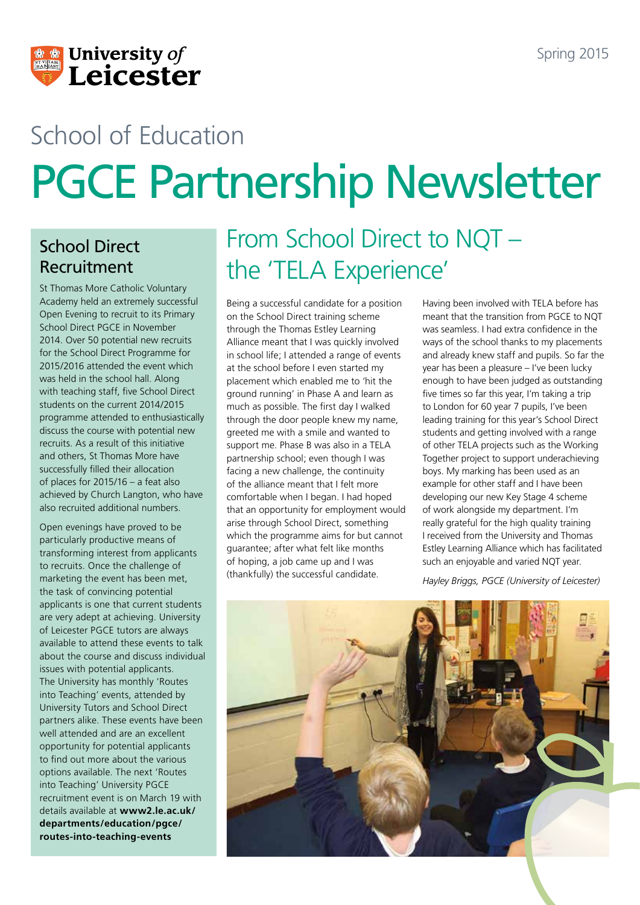Spring 2015

School of Education

# PGCE Partnership Newsletter

## School Direct Recruitment

St Thomas More Catholic Voluntary Academy held an extremely successful Open Evening to recruit to its Primary School Direct PGCE in November 2014. Over 50 potential new recruits for the School Direct Programme for 2015/2016 attended the event which was held in the school hall. Along with teaching staff, five School Direct students on the current 2014/2015 programme attended to enthusiastically discuss the course with potential new recruits. As a result of this initiative and others, St Thomas More have successfully filled their allocation of places for 2015/16 – a feat also achieved by Church Langton, who have also recruited additional numbers.

Open evenings have proved to be particularly productive means of transforming interest from applicants to recruits. Once the challenge of marketing the event has been met, the task of convincing potential applicants is one that current students are very adept at achieving. University of Leicester PGCE tutors are always available to attend these events to talk about the course and discuss individual issues with potential applicants. The University has monthly 'Routes into Teaching' events, attended by University Tutors and School Direct partners alike. These events have been well attended and are an excellent opportunity for potential applicants to find out more about the various options available. The next 'Routes into Teaching' University PGCE recruitment event is on March 19 with details available at **www2.le.ac.uk/departments/education/pgce/routes-into-teaching-events**

## From School Direct to NQT – the 'TELA Experience'

Being a successful candidate for a position on the School Direct training scheme through the Thomas Estley Learning Alliance meant that I was quickly involved in school life; I attended a range of events at the school before I even started my placement which enabled me to 'hit the ground running' in Phase A and learn as much as possible. The first day I walked through the door people knew my name, greeted me with a smile and wanted to support me. Phase B was also in a TELA partnership school; even though I was facing a new challenge, the continuity of the alliance meant that I felt more comfortable when I began. I had hoped that an opportunity for employment would arise through School Direct, something which the programme aims for but cannot guarantee; after what felt like months of hoping, a job came up and I was (thankfully) the successful candidate.

Having been involved with TELA before has meant that the transition from PGCE to NQT was seamless. I had extra confidence in the ways of the school thanks to my placements and already knew staff and pupils. So far the year has been a pleasure – I've been lucky enough to have been judged as outstanding five times so far this year, I'm taking a trip to London for 60 year 7 pupils, I've been leading training for this year's School Direct students and getting involved with a range of other TELA projects such as the Working Together project to support underachieving boys. My marking has been used as an example for other staff and I have been developing our new Key Stage 4 scheme of work alongside my department. I'm really grateful for the high quality training I received from the University and Thomas Estley Learning Alliance which has facilitated such an enjoyable and varied NQT year.

*Hayley Briggs, PGCE (University of Leicester)*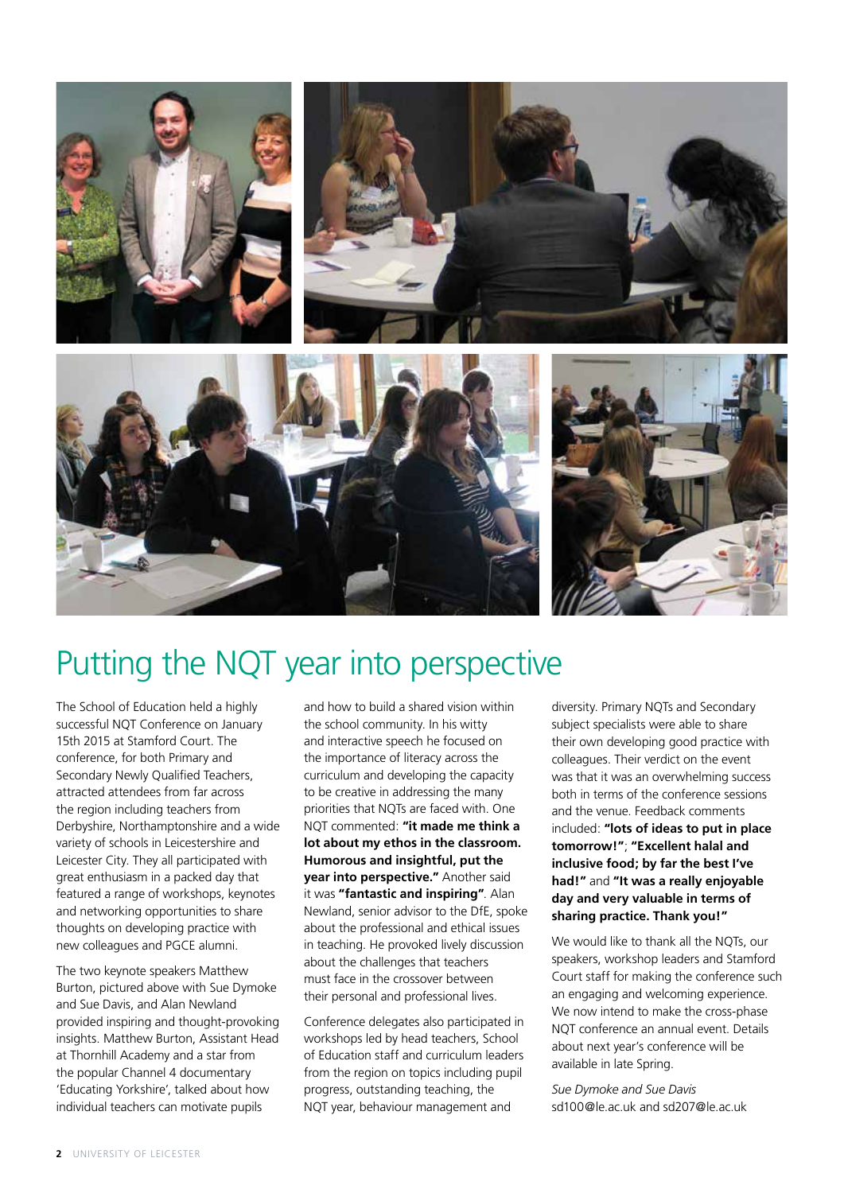# Putting the NQT year into perspective

The School of Education held a highly successful NQT Conference on January 15th 2015 at Stamford Court. The conference, for both Primary and Secondary Newly Qualified Teachers, attracted attendees from far across the region including teachers from Derbyshire, Northamptonshire and a wide variety of schools in Leicestershire and Leicester City. They all participated with great enthusiasm in a packed day that featured a range of workshops, keynotes and networking opportunities to share thoughts on developing practice with new colleagues and PGCE alumni.

The two keynote speakers Matthew Burton, pictured above with Sue Dymoke and Sue Davis, and Alan Newland provided inspiring and thought-provoking insights. Matthew Burton, Assistant Head at Thornhill Academy and a star from the popular Channel 4 documentary 'Educating Yorkshire', talked about how individual teachers can motivate pupils and how to build a shared vision within the school community. In his witty and interactive speech he focused on the importance of literacy across the curriculum and developing the capacity to be creative in addressing the many priorities that NQTs are faced with. One NQT commented: **"it made me think a lot about my ethos in the classroom. Humorous and insightful, put the year into perspective."** Another said it was **"fantastic and inspiring"**. Alan Newland, senior advisor to the DfE, spoke about the professional and ethical issues in teaching. He provoked lively discussion about the challenges that teachers must face in the crossover between their personal and professional lives.

Conference delegates also participated in workshops led by head teachers, School of Education staff and curriculum leaders from the region on topics including pupil progress, outstanding teaching, the NQT year, behaviour management and diversity. Primary NQTs and Secondary subject specialists were able to share their own developing good practice with colleagues. Their verdict on the event was that it was an overwhelming success both in terms of the conference sessions and the venue. Feedback comments included: **"lots of ideas to put in place tomorrow!"**; **"Excellent halal and inclusive food; by far the best I've had!"** and **"It was a really enjoyable day and very valuable in terms of sharing practice. Thank you!"**

We would like to thank all the NQTs, our speakers, workshop leaders and Stamford Court staff for making the conference such an engaging and welcoming experience. We now intend to make the cross-phase NQT conference an annual event. Details about next year's conference will be available in late Spring.

*Sue Dymoke and Sue Davis*
sd100@le.ac.uk and sd207@le.ac.uk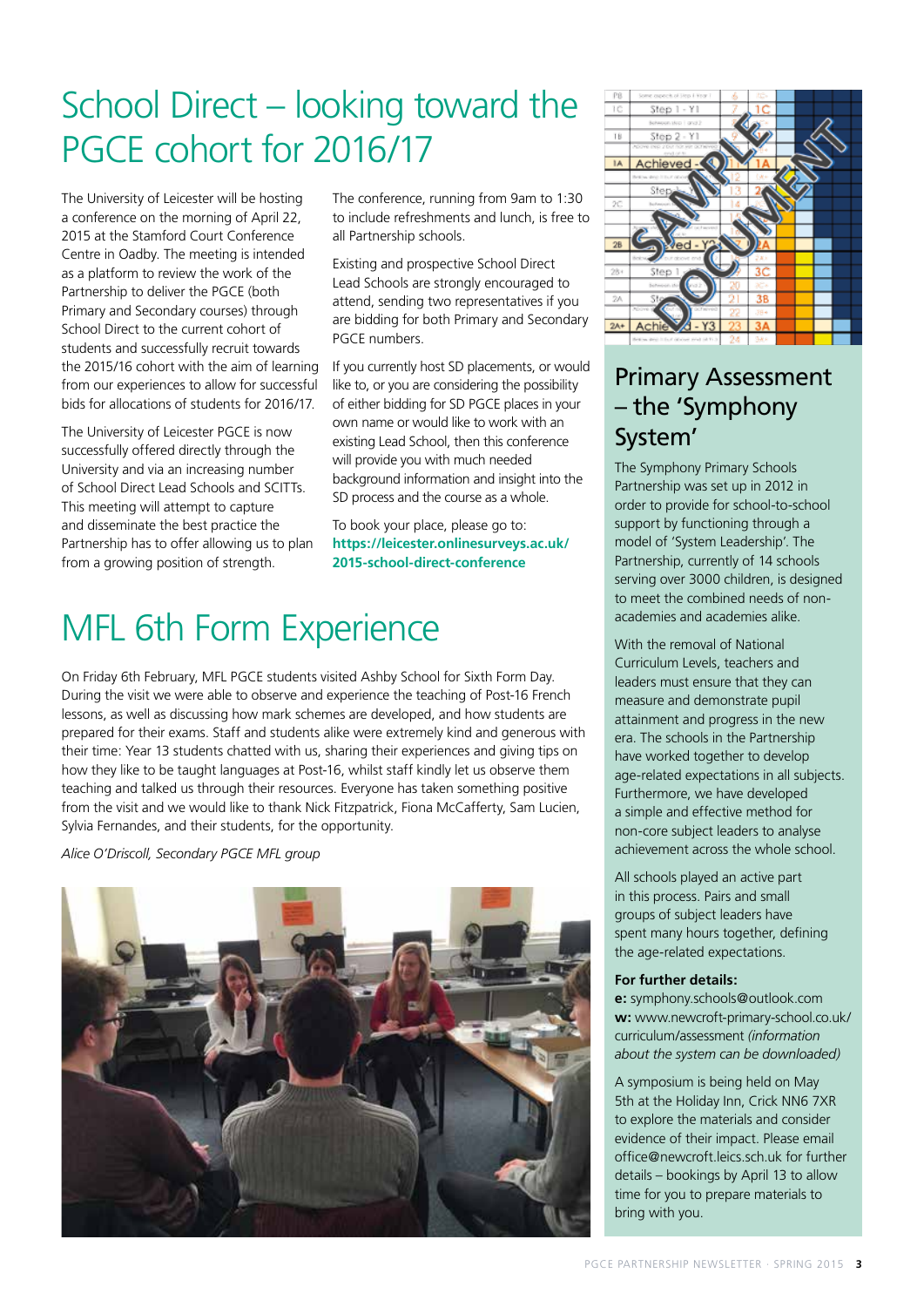# School Direct – looking toward the PGCE cohort for 2016/17

The University of Leicester will be hosting a conference on the morning of April 22, 2015 at the Stamford Court Conference Centre in Oadby. The meeting is intended as a platform to review the work of the Partnership to deliver the PGCE (both Primary and Secondary courses) through School Direct to the current cohort of students and successfully recruit towards the 2015/16 cohort with the aim of learning from our experiences to allow for successful bids for allocations of students for 2016/17.

The University of Leicester PGCE is now successfully offered directly through the University and via an increasing number of School Direct Lead Schools and SCITTs. This meeting will attempt to capture and disseminate the best practice the Partnership has to offer allowing us to plan from a growing position of strength.

The conference, running from 9am to 1:30 to include refreshments and lunch, is free to all Partnership schools.

Existing and prospective School Direct Lead Schools are strongly encouraged to attend, sending two representatives if you are bidding for both Primary and Secondary PGCE numbers.

If you currently host SD placements, or would like to, or you are considering the possibility of either bidding for SD PGCE places in your own name or would like to work with an existing Lead School, then this conference will provide you with much needed background information and insight into the SD process and the course as a whole.

To book your place, please go to: **https://leicester.onlinesurveys.ac.uk/2015-school-direct-conference**

# MFL 6th Form Experience

On Friday 6th February, MFL PGCE students visited Ashby School for Sixth Form Day. During the visit we were able to observe and experience the teaching of Post-16 French lessons, as well as discussing how mark schemes are developed, and how students are prepared for their exams. Staff and students alike were extremely kind and generous with their time: Year 13 students chatted with us, sharing their experiences and giving tips on how they like to be taught languages at Post-16, whilst staff kindly let us observe them teaching and talked us through their resources. Everyone has taken something positive from the visit and we would like to thank Nick Fitzpatrick, Fiona McCafferty, Sam Lucien, Sylvia Fernandes, and their students, for the opportunity.

*Alice O'Driscoll, Secondary PGCE MFL group*

# Primary Assessment – the 'Symphony System'

The Symphony Primary Schools Partnership was set up in 2012 in order to provide for school-to-school support by functioning through a model of 'System Leadership'. The Partnership, currently of 14 schools serving over 3000 children, is designed to meet the combined needs of non-academies and academies alike.

With the removal of National Curriculum Levels, teachers and leaders must ensure that they can measure and demonstrate pupil attainment and progress in the new era. The schools in the Partnership have worked together to develop age-related expectations in all subjects. Furthermore, we have developed a simple and effective method for non-core subject leaders to analyse achievement across the whole school.

All schools played an active part in this process. Pairs and small groups of subject leaders have spent many hours together, defining the age-related expectations.

**For further details:**
**e:** symphony.schools@outlook.com
**w:** www.newcroft-primary-school.co.uk/curriculum/assessment *(information about the system can be downloaded)*

A symposium is being held on May 5th at the Holiday Inn, Crick NN6 7XR to explore the materials and consider evidence of their impact. Please email office@newcroft.leics.sch.uk for further details – bookings by April 13 to allow time for you to prepare materials to bring with you.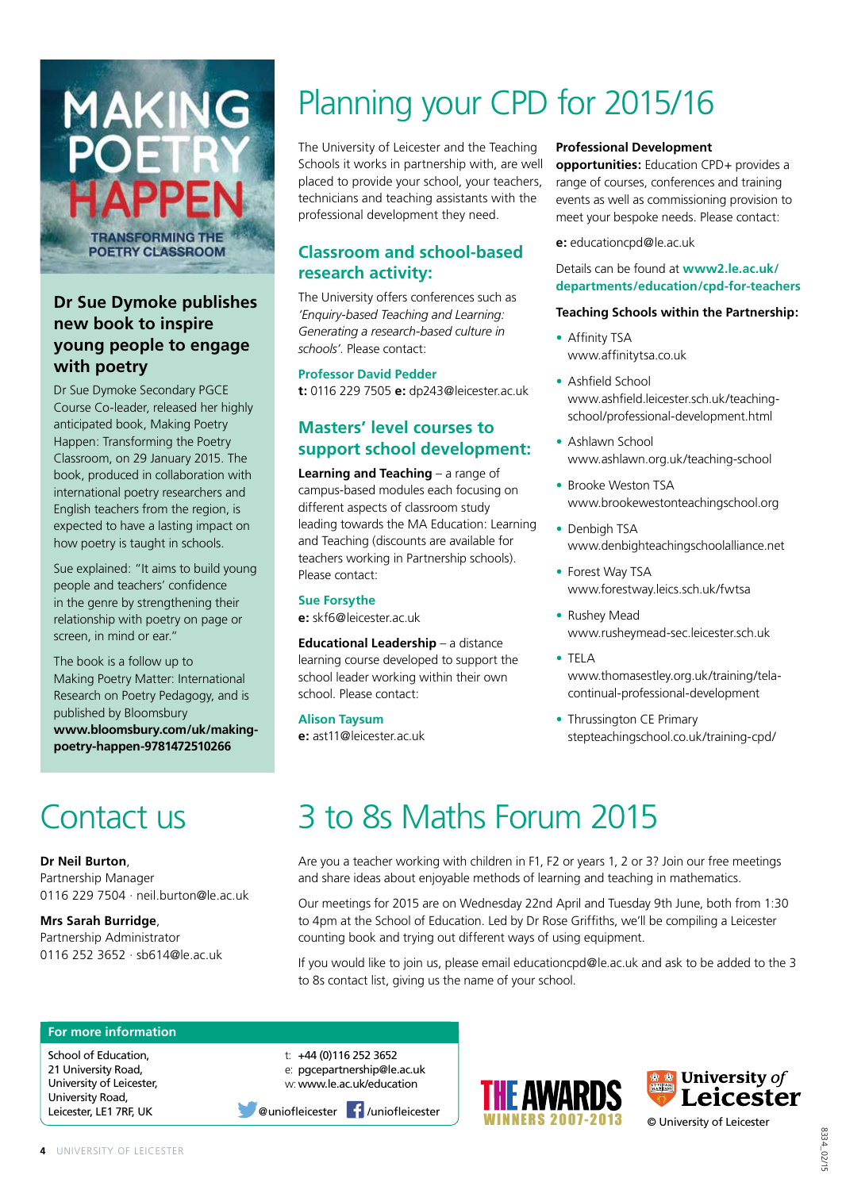MAKING POETRY HAPPEN

TRANSFORMING THE POETRY CLASSROOM

## Dr Sue Dymoke publishes new book to inspire young people to engage with poetry

Dr Sue Dymoke Secondary PGCE Course Co-leader, released her highly anticipated book, Making Poetry Happen: Transforming the Poetry Classroom, on 29 January 2015. The book, produced in collaboration with international poetry researchers and English teachers from the region, is expected to have a lasting impact on how poetry is taught in schools.

Sue explained: "It aims to build young people and teachers' confidence in the genre by strengthening their relationship with poetry on page or screen, in mind or ear."

The book is a follow up to Making Poetry Matter: International Research on Poetry Pedagogy, and is published by Bloomsbury **www.bloomsbury.com/uk/making-poetry-happen-9781472510266**

# Planning your CPD for 2015/16

The University of Leicester and the Teaching Schools it works in partnership with, are well placed to provide your school, your teachers, technicians and teaching assistants with the professional development they need.

## Classroom and school-based research activity:

The University offers conferences such as *'Enquiry-based Teaching and Learning: Generating a research-based culture in schools'*. Please contact:

**Professor David Pedder**
**t:** 0116 229 7505 **e:** dp243@leicester.ac.uk

## Masters' level courses to support school development:

**Learning and Teaching** – a range of campus-based modules each focusing on different aspects of classroom study leading towards the MA Education: Learning and Teaching (discounts are available for teachers working in Partnership schools). Please contact:

**Sue Forsythe**
**e:** skf6@leicester.ac.uk

**Educational Leadership** – a distance learning course developed to support the school leader working within their own school. Please contact:

**Alison Taysum**
**e:** ast11@leicester.ac.uk

**Professional Development opportunities:** Education CPD+ provides a range of courses, conferences and training events as well as commissioning provision to meet your bespoke needs. Please contact:

**e:** educationcpd@le.ac.uk

Details can be found at **www2.le.ac.uk/departments/education/cpd-for-teachers**

**Teaching Schools within the Partnership:**

- Affinity TSA
  www.affinitytsa.co.uk
- Ashfield School
  www.ashfield.leicester.sch.uk/teaching-school/professional-development.html
- Ashlawn School
  www.ashlawn.org.uk/teaching-school
- Brooke Weston TSA
  www.brookewestonteachingschool.org
- Denbigh TSA
  www.denbighteachingschoolalliance.net
- Forest Way TSA
  www.forestway.leics.sch.uk/fwtsa
- Rushey Mead
  www.rusheymead-sec.leicester.sch.uk
- TELA
  www.thomasestley.org.uk/training/tela-continual-professional-development
- Thrussington CE Primary
  stepteachingschool.co.uk/training-cpd/

# Contact us

**Dr Neil Burton**,
Partnership Manager
0116 229 7504 · neil.burton@le.ac.uk

**Mrs Sarah Burridge**,
Partnership Administrator
0116 252 3652 · sb614@le.ac.uk

# 3 to 8s Maths Forum 2015

Are you a teacher working with children in F1, F2 or years 1, 2 or 3? Join our free meetings and share ideas about enjoyable methods of learning and teaching in mathematics.

Our meetings for 2015 are on Wednesday 22nd April and Tuesday 9th June, both from 1:30 to 4pm at the School of Education. Led by Dr Rose Griffiths, we'll be compiling a Leicester counting book and trying out different ways of using equipment.

If you would like to join us, please email educationcpd@le.ac.uk and ask to be added to the 3 to 8s contact list, giving us the name of your school.

**For more information**

School of Education,
21 University Road,
University of Leicester,
University Road,
Leicester, LE1 7RF, UK

t: +44 (0)116 252 3652
e: pgcepartnership@le.ac.uk
w: www.le.ac.uk/education

@unioflleicester /unioflleicester

THE AWARDS WINNERS 2007-2013

University *of* Leicester

© University of Leicester

8334_02/15